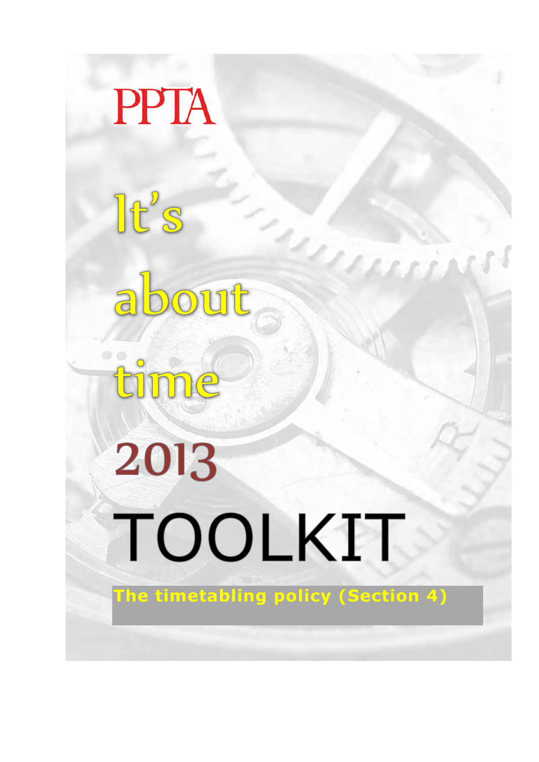PPTA

# It's about time 2013

# TOOLKIT

**The timetabling policy (Section 4)**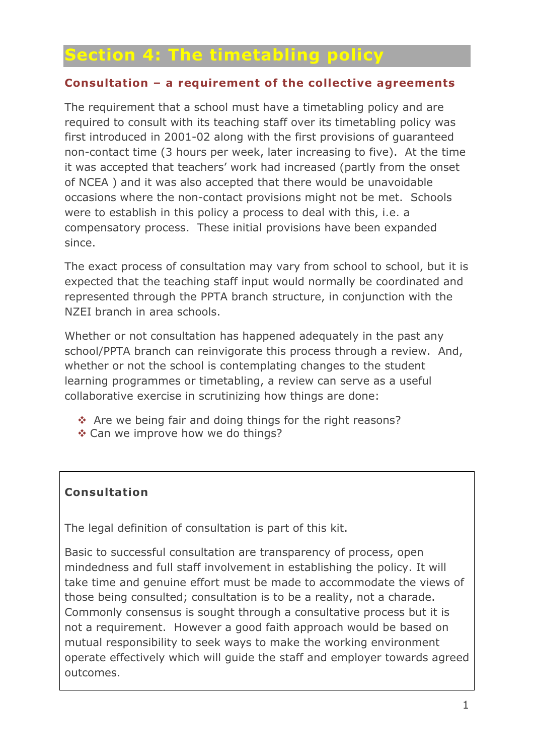# Section 4: The timetabling policy

## Consultation – a requirement of the collective agreements

The requirement that a school must have a timetabling policy and are required to consult with its teaching staff over its timetabling policy was first introduced in 2001-02 along with the first provisions of guaranteed non-contact time (3 hours per week, later increasing to five). At the time it was accepted that teachers' work had increased (partly from the onset of NCEA ) and it was also accepted that there would be unavoidable occasions where the non-contact provisions might not be met. Schools were to establish in this policy a process to deal with this, i.e. a compensatory process. These initial provisions have been expanded since.

The exact process of consultation may vary from school to school, but it is expected that the teaching staff input would normally be coordinated and represented through the PPTA branch structure, in conjunction with the NZEI branch in area schools.

Whether or not consultation has happened adequately in the past any school/PPTA branch can reinvigorate this process through a review. And, whether or not the school is contemplating changes to the student learning programmes or timetabling, a review can serve as a useful collaborative exercise in scrutinizing how things are done:

- Are we being fair and doing things for the right reasons?
- Can we improve how we do things?

**Consultation**

The legal definition of consultation is part of this kit.

Basic to successful consultation are transparency of process, open mindedness and full staff involvement in establishing the policy. It will take time and genuine effort must be made to accommodate the views of those being consulted; consultation is to be a reality, not a charade. Commonly consensus is sought through a consultative process but it is not a requirement. However a good faith approach would be based on mutual responsibility to seek ways to make the working environment operate effectively which will guide the staff and employer towards agreed outcomes.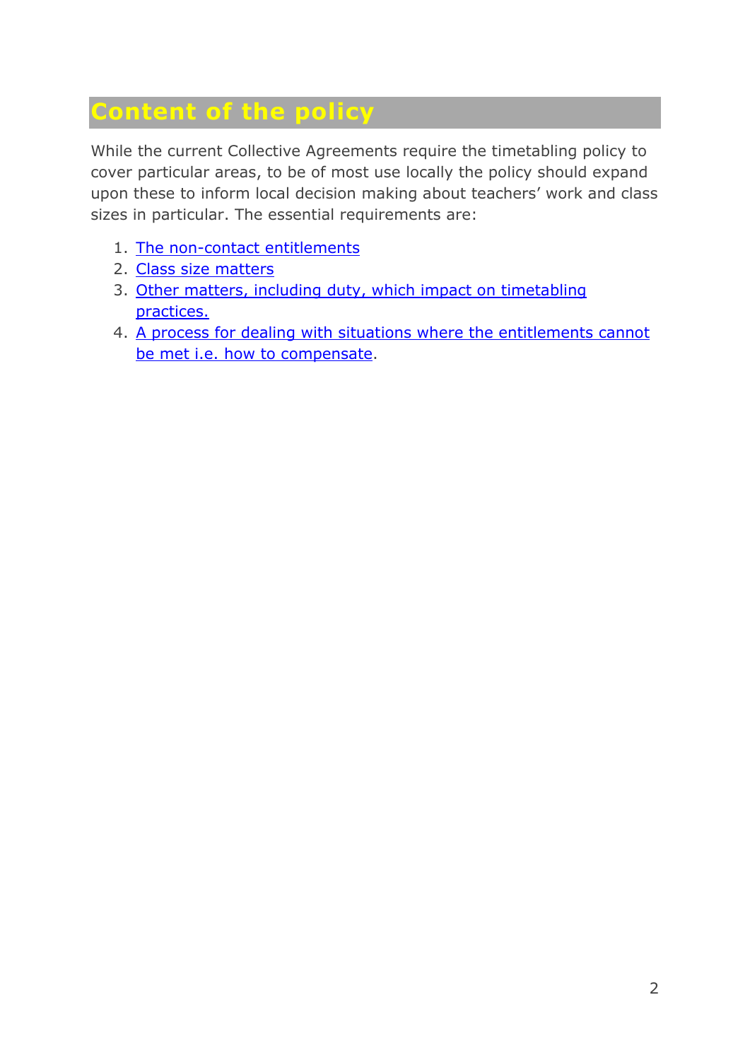## Content of the policy

While the current Collective Agreements require the timetabling policy to cover particular areas, to be of most use locally the policy should expand upon these to inform local decision making about teachers' work and class sizes in particular. The essential requirements are:

1. The non-contact entitlements
2. Class size matters
3. Other matters, including duty, which impact on timetabling practices.
4. A process for dealing with situations where the entitlements cannot be met i.e. how to compensate.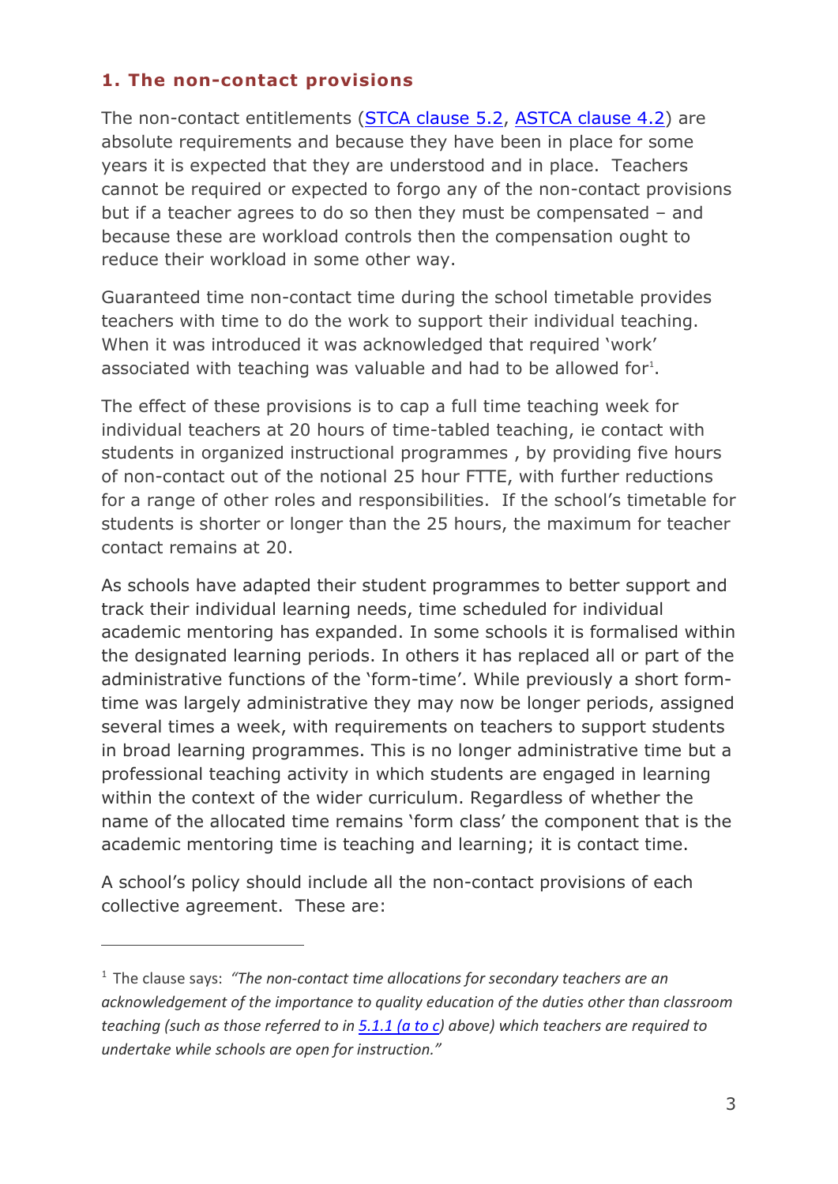## 1. The non-contact provisions

The non-contact entitlements (STCA clause 5.2, ASTCA clause 4.2) are absolute requirements and because they have been in place for some years it is expected that they are understood and in place. Teachers cannot be required or expected to forgo any of the non-contact provisions but if a teacher agrees to do so then they must be compensated – and because these are workload controls then the compensation ought to reduce their workload in some other way.

Guaranteed time non-contact time during the school timetable provides teachers with time to do the work to support their individual teaching. When it was introduced it was acknowledged that required 'work' associated with teaching was valuable and had to be allowed for[1].

The effect of these provisions is to cap a full time teaching week for individual teachers at 20 hours of time-tabled teaching, ie contact with students in organized instructional programmes , by providing five hours of non-contact out of the notional 25 hour FTTE, with further reductions for a range of other roles and responsibilities. If the school's timetable for students is shorter or longer than the 25 hours, the maximum for teacher contact remains at 20.

As schools have adapted their student programmes to better support and track their individual learning needs, time scheduled for individual academic mentoring has expanded. In some schools it is formalised within the designated learning periods. In others it has replaced all or part of the administrative functions of the 'form-time'. While previously a short form-time was largely administrative they may now be longer periods, assigned several times a week, with requirements on teachers to support students in broad learning programmes. This is no longer administrative time but a professional teaching activity in which students are engaged in learning within the context of the wider curriculum. Regardless of whether the name of the allocated time remains 'form class' the component that is the academic mentoring time is teaching and learning; it is contact time.

A school's policy should include all the non-contact provisions of each collective agreement. These are:

---

[1] The clause says: *"The non-contact time allocations for secondary teachers are an acknowledgement of the importance to quality education of the duties other than classroom teaching (such as those referred to in 5.1.1 (a to c) above) which teachers are required to undertake while schools are open for instruction."*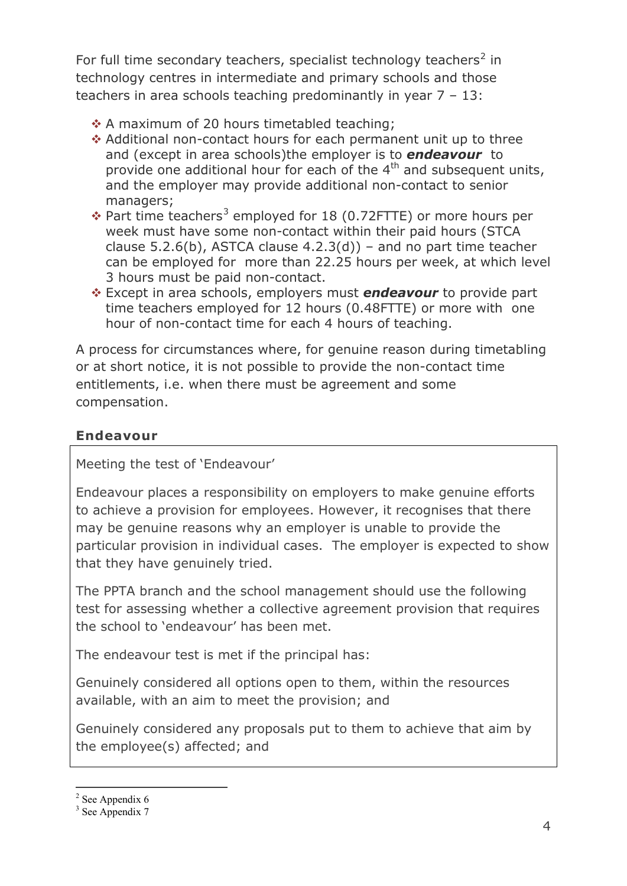For full time secondary teachers, specialist technology teachers[2] in technology centres in intermediate and primary schools and those teachers in area schools teaching predominantly in year 7 – 13:

- A maximum of 20 hours timetabled teaching;
- Additional non-contact hours for each permanent unit up to three and (except in area schools)the employer is to ***endeavour*** to provide one additional hour for each of the 4th and subsequent units, and the employer may provide additional non-contact to senior managers;
- Part time teachers[3] employed for 18 (0.72FTTE) or more hours per week must have some non-contact within their paid hours (STCA clause 5.2.6(b), ASTCA clause 4.2.3(d)) – and no part time teacher can be employed for more than 22.25 hours per week, at which level 3 hours must be paid non-contact.
- Except in area schools, employers must ***endeavour*** to provide part time teachers employed for 12 hours (0.48FTTE) or more with one hour of non-contact time for each 4 hours of teaching.

A process for circumstances where, for genuine reason during timetabling or at short notice, it is not possible to provide the non-contact time entitlements, i.e. when there must be agreement and some compensation.

### Endeavour

Meeting the test of 'Endeavour'

Endeavour places a responsibility on employers to make genuine efforts to achieve a provision for employees. However, it recognises that there may be genuine reasons why an employer is unable to provide the particular provision in individual cases. The employer is expected to show that they have genuinely tried.

The PPTA branch and the school management should use the following test for assessing whether a collective agreement provision that requires the school to 'endeavour' has been met.

The endeavour test is met if the principal has:

Genuinely considered all options open to them, within the resources available, with an aim to meet the provision; and

Genuinely considered any proposals put to them to achieve that aim by the employee(s) affected; and

---

[2] See Appendix 6

[3] See Appendix 7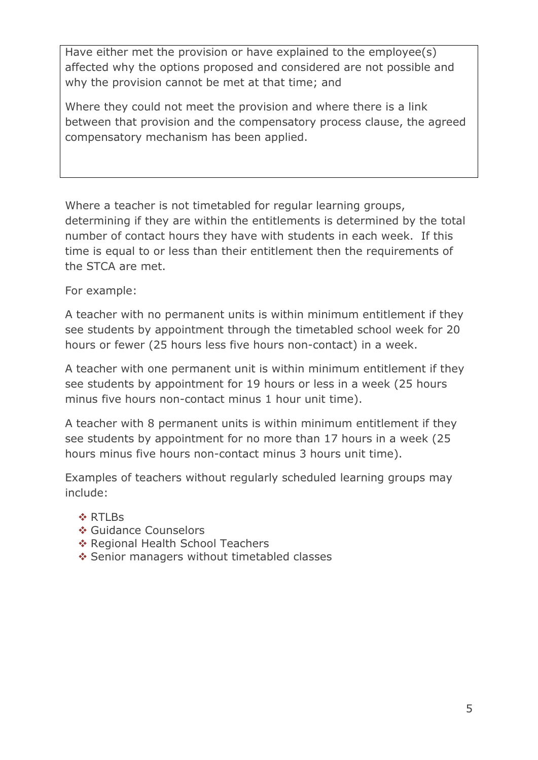Have either met the provision or have explained to the employee(s) affected why the options proposed and considered are not possible and why the provision cannot be met at that time; and

Where they could not meet the provision and where there is a link between that provision and the compensatory process clause, the agreed compensatory mechanism has been applied.

Where a teacher is not timetabled for regular learning groups, determining if they are within the entitlements is determined by the total number of contact hours they have with students in each week. If this time is equal to or less than their entitlement then the requirements of the STCA are met.

For example:

A teacher with no permanent units is within minimum entitlement if they see students by appointment through the timetabled school week for 20 hours or fewer (25 hours less five hours non-contact) in a week.

A teacher with one permanent unit is within minimum entitlement if they see students by appointment for 19 hours or less in a week (25 hours minus five hours non-contact minus 1 hour unit time).

A teacher with 8 permanent units is within minimum entitlement if they see students by appointment for no more than 17 hours in a week (25 hours minus five hours non-contact minus 3 hours unit time).

Examples of teachers without regularly scheduled learning groups may include:

- RTLBs
- Guidance Counselors
- Regional Health School Teachers
- Senior managers without timetabled classes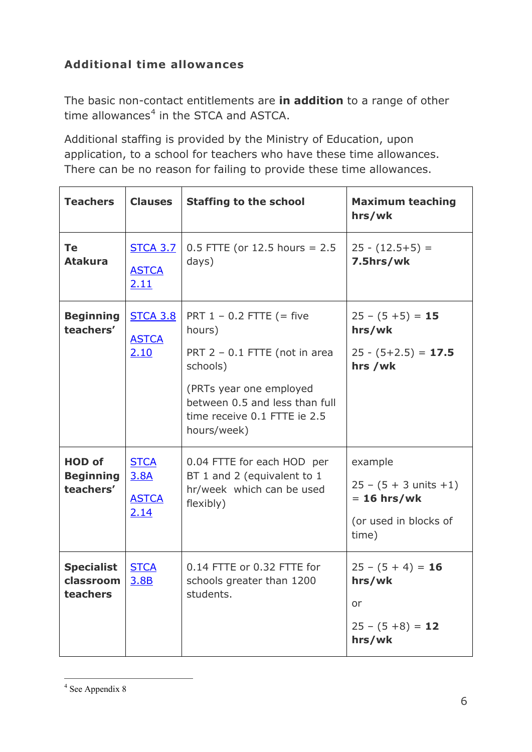### Additional time allowances

The basic non-contact entitlements are **in addition** to a range of other time allowances[4] in the STCA and ASTCA.

Additional staffing is provided by the Ministry of Education, upon application, to a school for teachers who have these time allowances. There can be no reason for failing to provide these time allowances.

| Teachers | Clauses | Staffing to the school | Maximum teaching hrs/wk |
|---|---|---|---|
| **Te Atakura** | STCA 3.7<br><br>ASTCA 2.11 | 0.5 FTTE (or 12.5 hours = 2.5 days) | 25 - (12.5+5) = **7.5hrs/wk** |
| **Beginning teachers'** | STCA 3.8<br><br>ASTCA 2.10 | PRT 1 – 0.2 FTTE (= five hours)<br><br>PRT 2 – 0.1 FTTE (not in area schools)<br><br>(PRTs year one employed between 0.5 and less than full time receive 0.1 FTTE ie 2.5 hours/week) | 25 – (5 +5) = **15 hrs/wk**<br><br>25 - (5+2.5) = **17.5 hrs /wk** |
| **HOD of Beginning teachers'** | STCA 3.8A<br><br>ASTCA 2.14 | 0.04 FTTE for each HOD per BT 1 and 2 (equivalent to 1 hr/week which can be used flexibly) | example<br><br>25 – (5 + 3 units +1) = **16 hrs/wk**<br><br>(or used in blocks of time) |
| **Specialist classroom teachers** | STCA 3.8B | 0.14 FTTE or 0.32 FTTE for schools greater than 1200 students. | 25 – (5 + 4) = **16 hrs/wk**<br><br>or<br><br>25 – (5 +8) = **12 hrs/wk** |

[4] See Appendix 8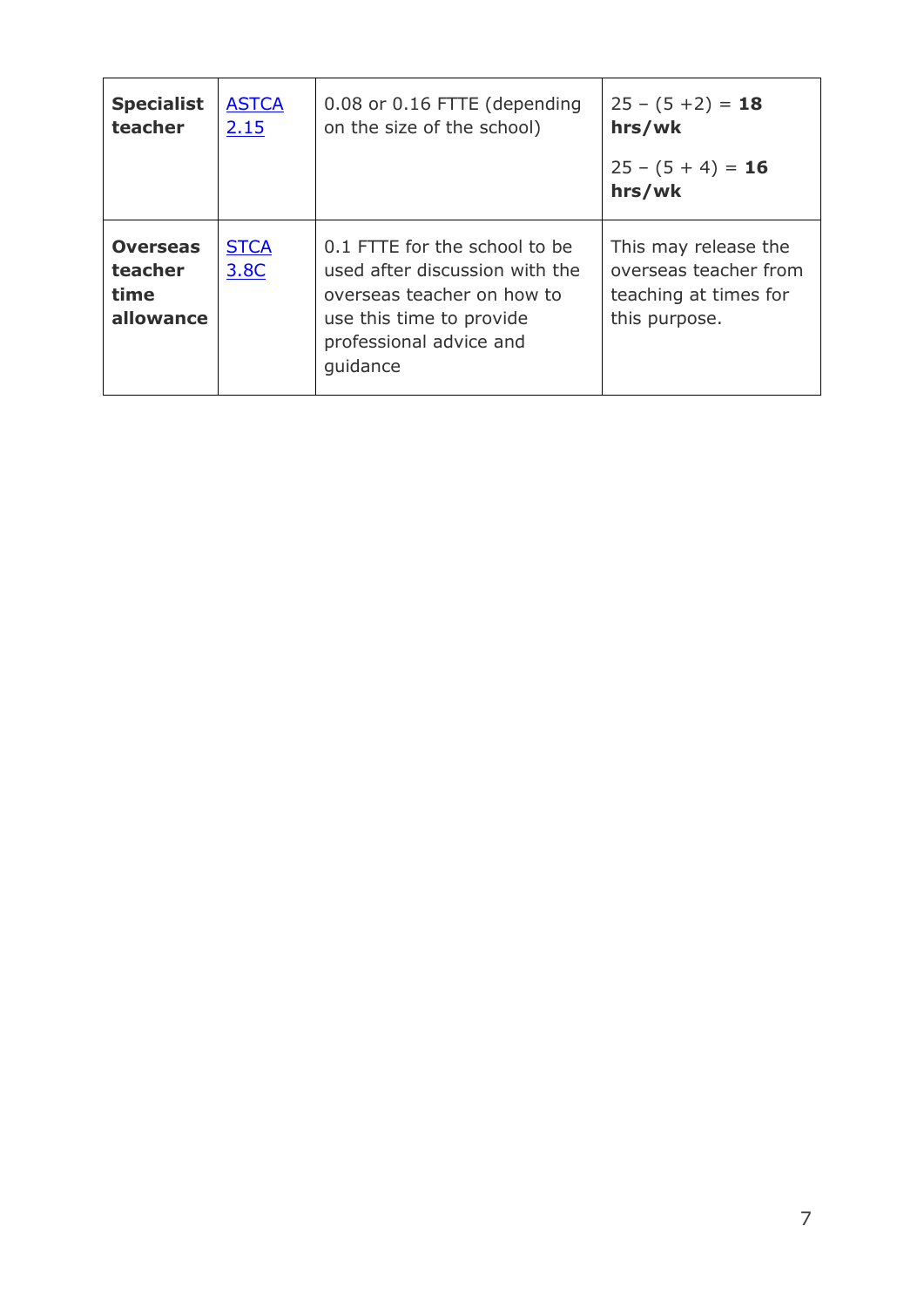| | | | |
|---|---|---|---|
| **Specialist teacher** | [ASTCA 2.15]() | 0.08 or 0.16 FTTE (depending on the size of the school) | 25 – (5 +2) = **18 hrs/wk**<br><br>25 – (5 + 4) = **16 hrs/wk** |
| **Overseas teacher time allowance** | [STCA 3.8C]() | 0.1 FTTE for the school to be used after discussion with the overseas teacher on how to use this time to provide professional advice and guidance | This may release the overseas teacher from teaching at times for this purpose. |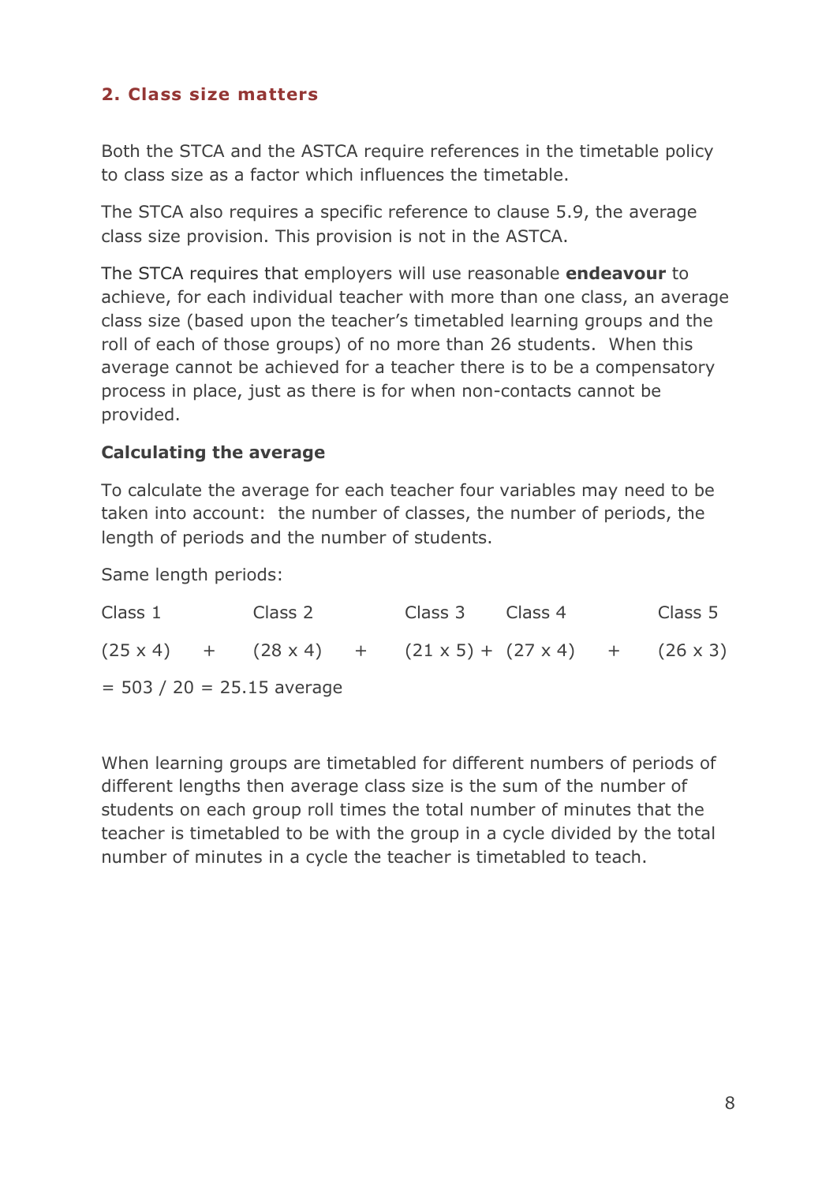## 2. Class size matters

Both the STCA and the ASTCA require references in the timetable policy to class size as a factor which influences the timetable.

The STCA also requires a specific reference to clause 5.9, the average class size provision. This provision is not in the ASTCA.

The STCA requires that employers will use reasonable **endeavour** to achieve, for each individual teacher with more than one class, an average class size (based upon the teacher's timetabled learning groups and the roll of each of those groups) of no more than 26 students. When this average cannot be achieved for a teacher there is to be a compensatory process in place, just as there is for when non-contacts cannot be provided.

**Calculating the average**

To calculate the average for each teacher four variables may need to be taken into account: the number of classes, the number of periods, the length of periods and the number of students.

Same length periods:

| Class 1 | | Class 2 | | Class 3 | | Class 4 | | Class 5 |
|---|---|---|---|---|---|---|---|---|
| (25 x 4) | + | (28 x 4) | + | (21 x 5) | + | (27 x 4) | + | (26 x 3) |

= 503 / 20 = 25.15 average

When learning groups are timetabled for different numbers of periods of different lengths then average class size is the sum of the number of students on each group roll times the total number of minutes that the teacher is timetabled to be with the group in a cycle divided by the total number of minutes in a cycle the teacher is timetabled to teach.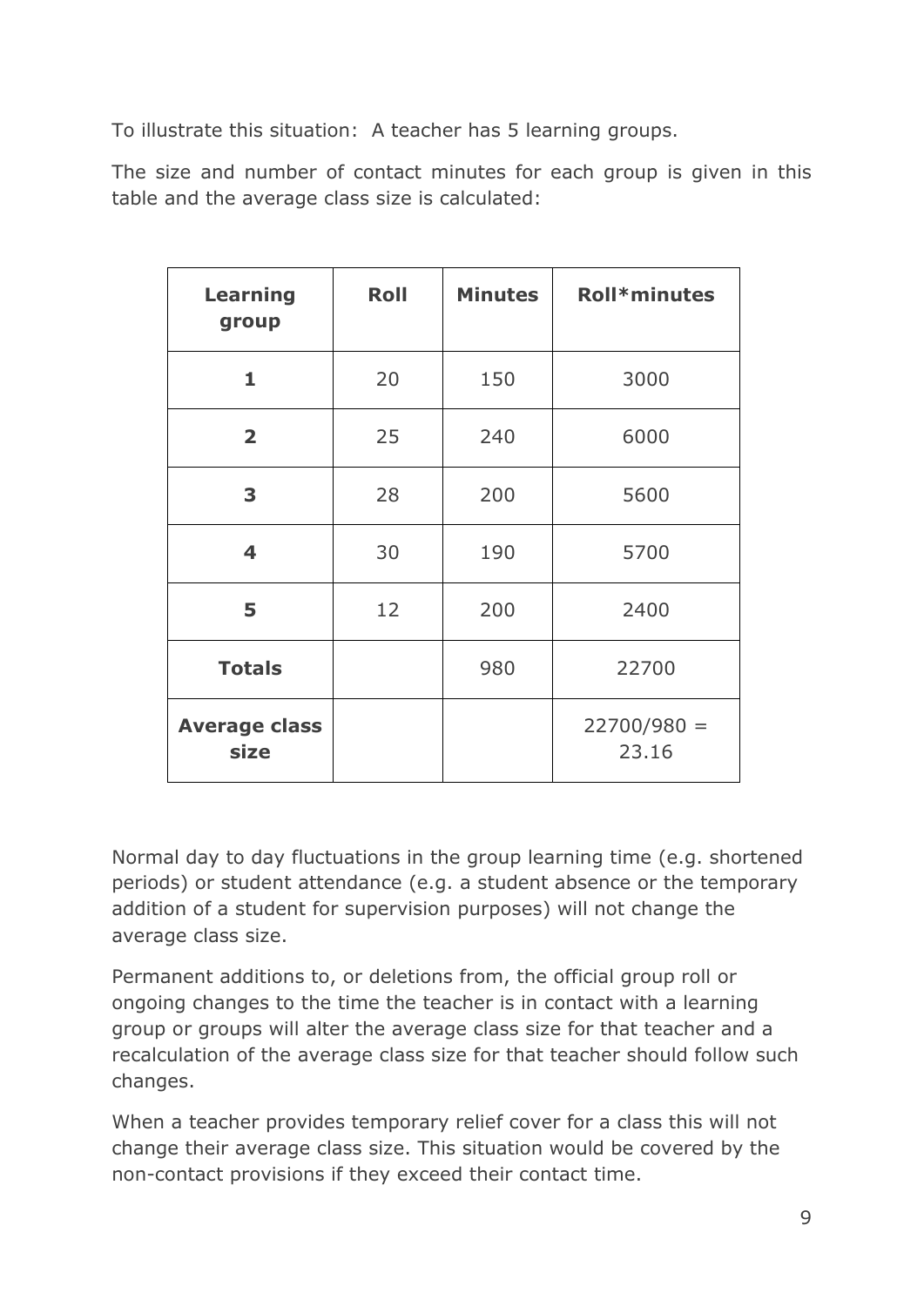To illustrate this situation: A teacher has 5 learning groups.

The size and number of contact minutes for each group is given in this table and the average class size is calculated:

| **Learning group** | **Roll** | **Minutes** | **Roll*minutes** |
|---|---|---|---|
| **1** | 20 | 150 | 3000 |
| **2** | 25 | 240 | 6000 |
| **3** | 28 | 200 | 5600 |
| **4** | 30 | 190 | 5700 |
| **5** | 12 | 200 | 2400 |
| **Totals** | | 980 | 22700 |
| **Average class size** | | | 22700/980 = 23.16 |

Normal day to day fluctuations in the group learning time (e.g. shortened periods) or student attendance (e.g. a student absence or the temporary addition of a student for supervision purposes) will not change the average class size.

Permanent additions to, or deletions from, the official group roll or ongoing changes to the time the teacher is in contact with a learning group or groups will alter the average class size for that teacher and a recalculation of the average class size for that teacher should follow such changes.

When a teacher provides temporary relief cover for a class this will not change their average class size. This situation would be covered by the non-contact provisions if they exceed their contact time.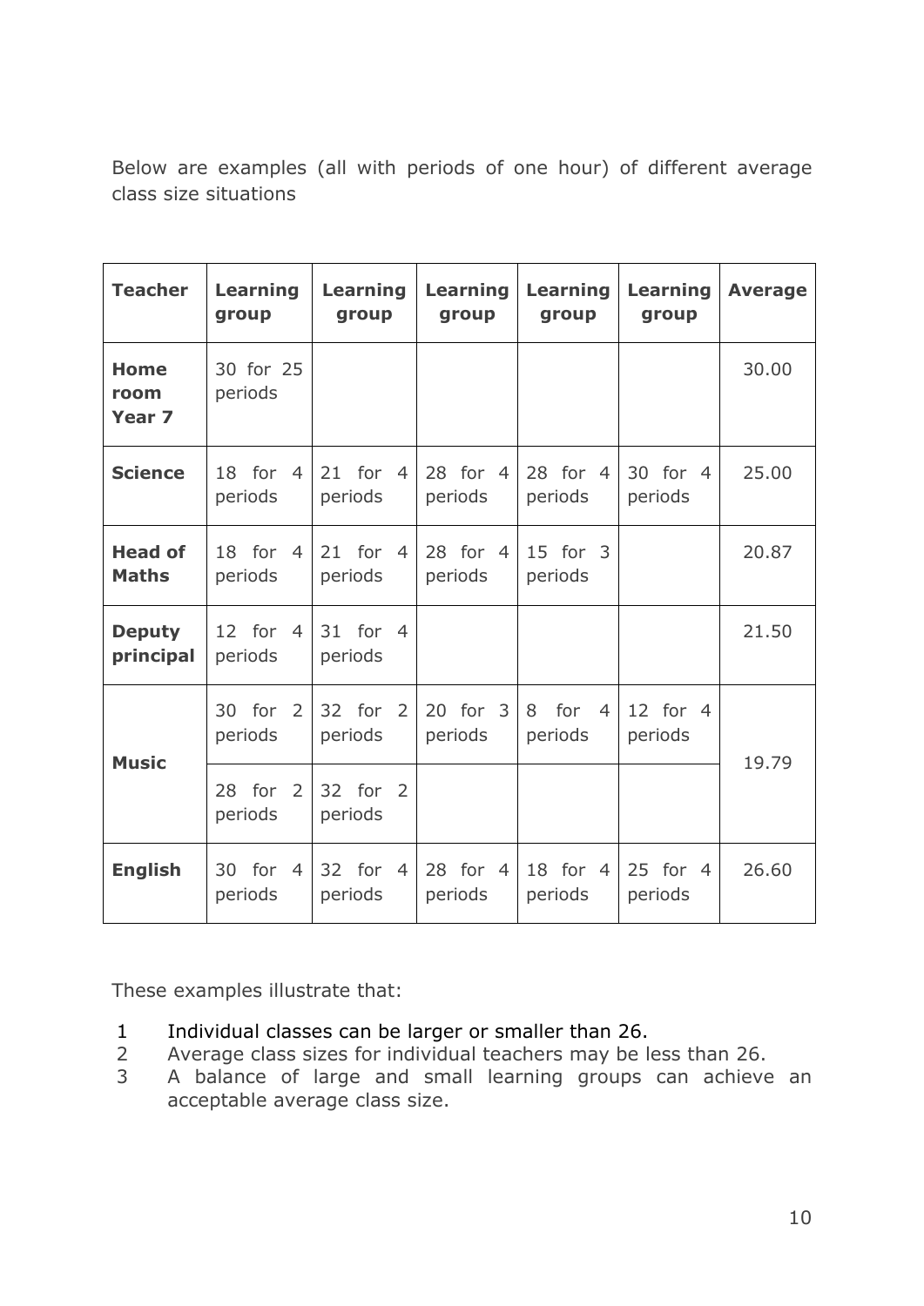Below are examples (all with periods of one hour) of different average class size situations

| Teacher | Learning group | Learning group | Learning group | Learning group | Learning group | Average |
|---|---|---|---|---|---|---|
| **Home room Year 7** | 30 for 25 periods | | | | | 30.00 |
| **Science** | 18 for 4 periods | 21 for 4 periods | 28 for 4 periods | 28 for 4 periods | 30 for 4 periods | 25.00 |
| **Head of Maths** | 18 for 4 periods | 21 for 4 periods | 28 for 4 periods | 15 for 3 periods | | 20.87 |
| **Deputy principal** | 12 for 4 periods | 31 for 4 periods | | | | 21.50 |
| **Music** | 30 for 2 periods | 32 for 2 periods | 20 for 3 periods | 8 for 4 periods | 12 for 4 periods | 19.79 |
| | 28 for 2 periods | 32 for 2 periods | | | | |
| **English** | 30 for 4 periods | 32 for 4 periods | 28 for 4 periods | 18 for 4 periods | 25 for 4 periods | 26.60 |

These examples illustrate that:

1. Individual classes can be larger or smaller than 26.
2. Average class sizes for individual teachers may be less than 26.
3. A balance of large and small learning groups can achieve an acceptable average class size.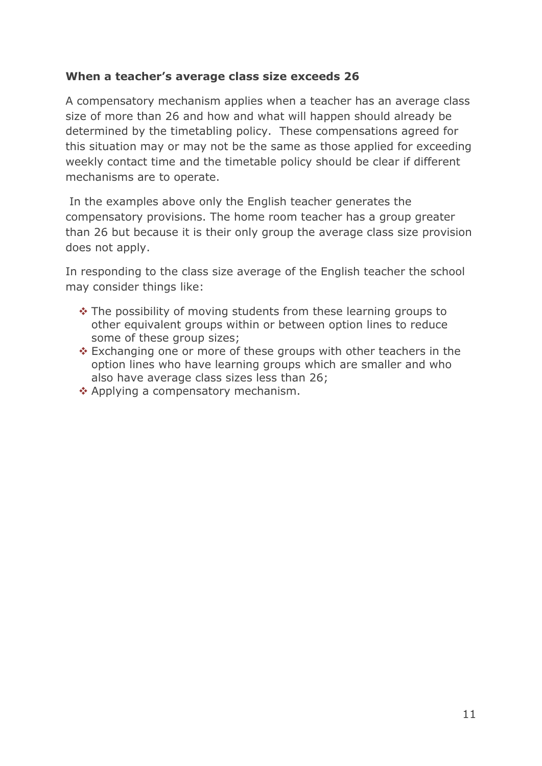**When a teacher's average class size exceeds 26**

A compensatory mechanism applies when a teacher has an average class size of more than 26 and how and what will happen should already be determined by the timetabling policy. These compensations agreed for this situation may or may not be the same as those applied for exceeding weekly contact time and the timetable policy should be clear if different mechanisms are to operate.

In the examples above only the English teacher generates the compensatory provisions. The home room teacher has a group greater than 26 but because it is their only group the average class size provision does not apply.

In responding to the class size average of the English teacher the school may consider things like:

- The possibility of moving students from these learning groups to other equivalent groups within or between option lines to reduce some of these group sizes;
- Exchanging one or more of these groups with other teachers in the option lines who have learning groups which are smaller and who also have average class sizes less than 26;
- Applying a compensatory mechanism.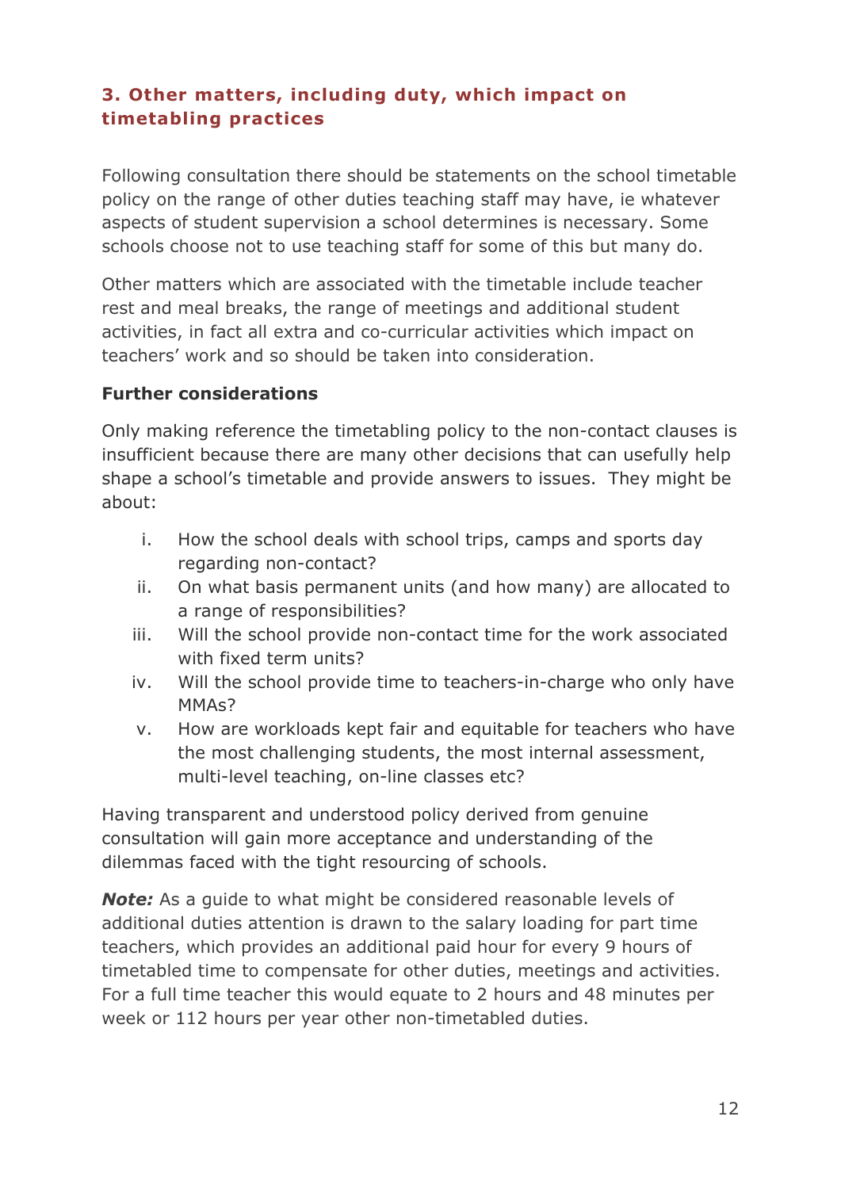## 3. Other matters, including duty, which impact on timetabling practices

Following consultation there should be statements on the school timetable policy on the range of other duties teaching staff may have, ie whatever aspects of student supervision a school determines is necessary. Some schools choose not to use teaching staff for some of this but many do.

Other matters which are associated with the timetable include teacher rest and meal breaks, the range of meetings and additional student activities, in fact all extra and co-curricular activities which impact on teachers' work and so should be taken into consideration.

**Further considerations**

Only making reference the timetabling policy to the non-contact clauses is insufficient because there are many other decisions that can usefully help shape a school's timetable and provide answers to issues. They might be about:

i. How the school deals with school trips, camps and sports day regarding non-contact?
ii. On what basis permanent units (and how many) are allocated to a range of responsibilities?
iii. Will the school provide non-contact time for the work associated with fixed term units?
iv. Will the school provide time to teachers-in-charge who only have MMAs?
v. How are workloads kept fair and equitable for teachers who have the most challenging students, the most internal assessment, multi-level teaching, on-line classes etc?

Having transparent and understood policy derived from genuine consultation will gain more acceptance and understanding of the dilemmas faced with the tight resourcing of schools.

***Note:*** As a guide to what might be considered reasonable levels of additional duties attention is drawn to the salary loading for part time teachers, which provides an additional paid hour for every 9 hours of timetabled time to compensate for other duties, meetings and activities. For a full time teacher this would equate to 2 hours and 48 minutes per week or 112 hours per year other non-timetabled duties.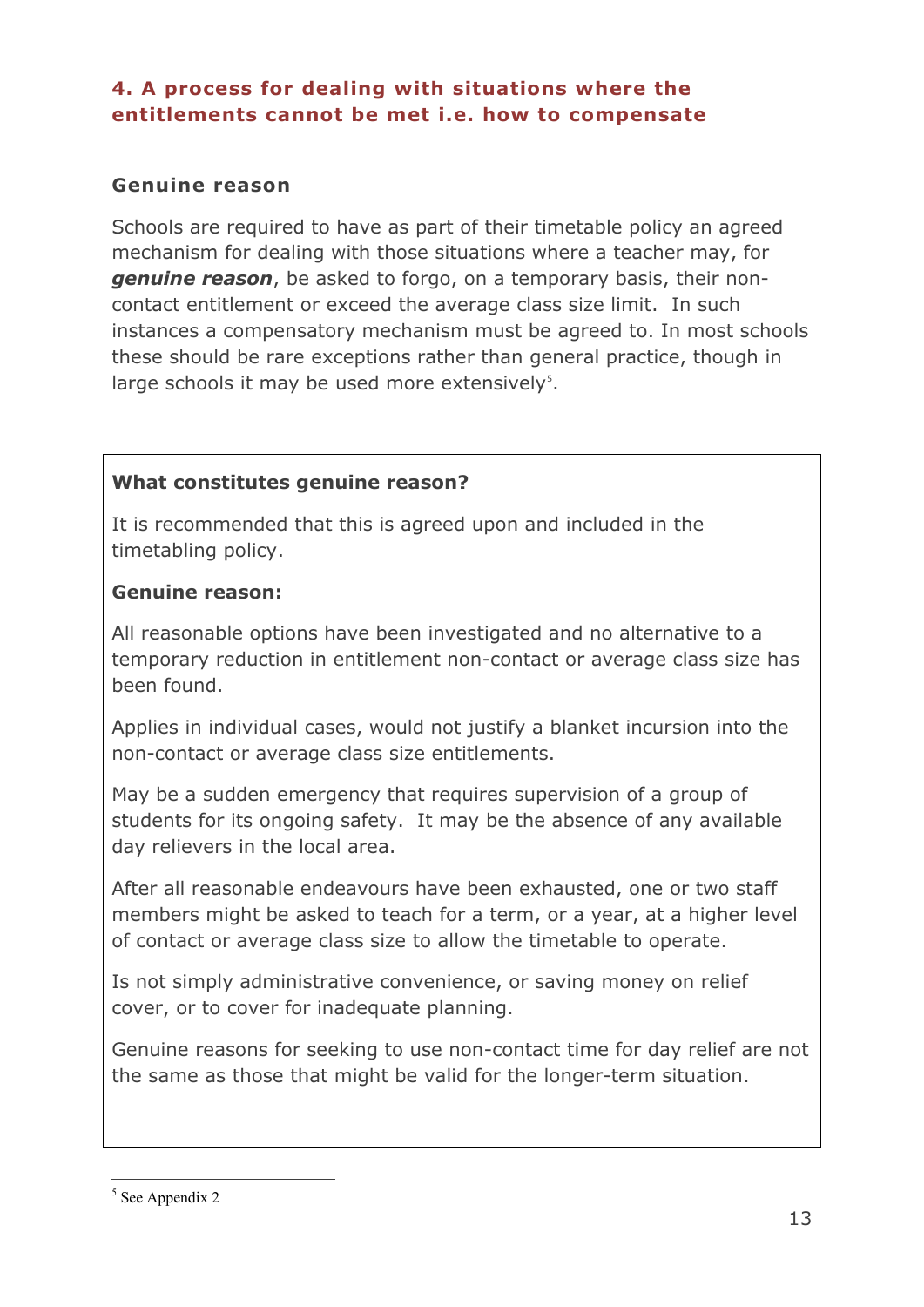## 4. A process for dealing with situations where the entitlements cannot be met i.e. how to compensate

### Genuine reason

Schools are required to have as part of their timetable policy an agreed mechanism for dealing with those situations where a teacher may, for ***genuine reason***, be asked to forgo, on a temporary basis, their non-contact entitlement or exceed the average class size limit. In such instances a compensatory mechanism must be agreed to. In most schools these should be rare exceptions rather than general practice, though in large schools it may be used more extensively[5].

**What constitutes genuine reason?**

It is recommended that this is agreed upon and included in the timetabling policy.

**Genuine reason:**

All reasonable options have been investigated and no alternative to a temporary reduction in entitlement non-contact or average class size has been found.

Applies in individual cases, would not justify a blanket incursion into the non-contact or average class size entitlements.

May be a sudden emergency that requires supervision of a group of students for its ongoing safety. It may be the absence of any available day relievers in the local area.

After all reasonable endeavours have been exhausted, one or two staff members might be asked to teach for a term, or a year, at a higher level of contact or average class size to allow the timetable to operate.

Is not simply administrative convenience, or saving money on relief cover, or to cover for inadequate planning.

Genuine reasons for seeking to use non-contact time for day relief are not the same as those that might be valid for the longer-term situation.

---

[5] See Appendix 2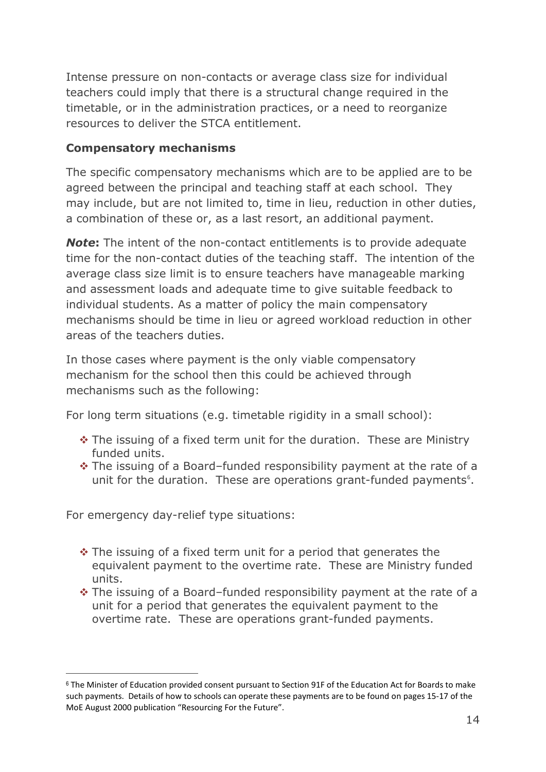Intense pressure on non-contacts or average class size for individual teachers could imply that there is a structural change required in the timetable, or in the administration practices, or a need to reorganize resources to deliver the STCA entitlement.

**Compensatory mechanisms**

The specific compensatory mechanisms which are to be applied are to be agreed between the principal and teaching staff at each school. They may include, but are not limited to, time in lieu, reduction in other duties, a combination of these or, as a last resort, an additional payment.

***Note*****:** The intent of the non-contact entitlements is to provide adequate time for the non-contact duties of the teaching staff. The intention of the average class size limit is to ensure teachers have manageable marking and assessment loads and adequate time to give suitable feedback to individual students. As a matter of policy the main compensatory mechanisms should be time in lieu or agreed workload reduction in other areas of the teachers duties.

In those cases where payment is the only viable compensatory mechanism for the school then this could be achieved through mechanisms such as the following:

For long term situations (e.g. timetable rigidity in a small school):

- The issuing of a fixed term unit for the duration. These are Ministry funded units.
- The issuing of a Board–funded responsibility payment at the rate of a unit for the duration. These are operations grant-funded payments[6].

For emergency day-relief type situations:

- The issuing of a fixed term unit for a period that generates the equivalent payment to the overtime rate. These are Ministry funded units.
- The issuing of a Board–funded responsibility payment at the rate of a unit for a period that generates the equivalent payment to the overtime rate. These are operations grant-funded payments.

---

[6] The Minister of Education provided consent pursuant to Section 91F of the Education Act for Boards to make such payments. Details of how to schools can operate these payments are to be found on pages 15-17 of the MoE August 2000 publication "Resourcing For the Future".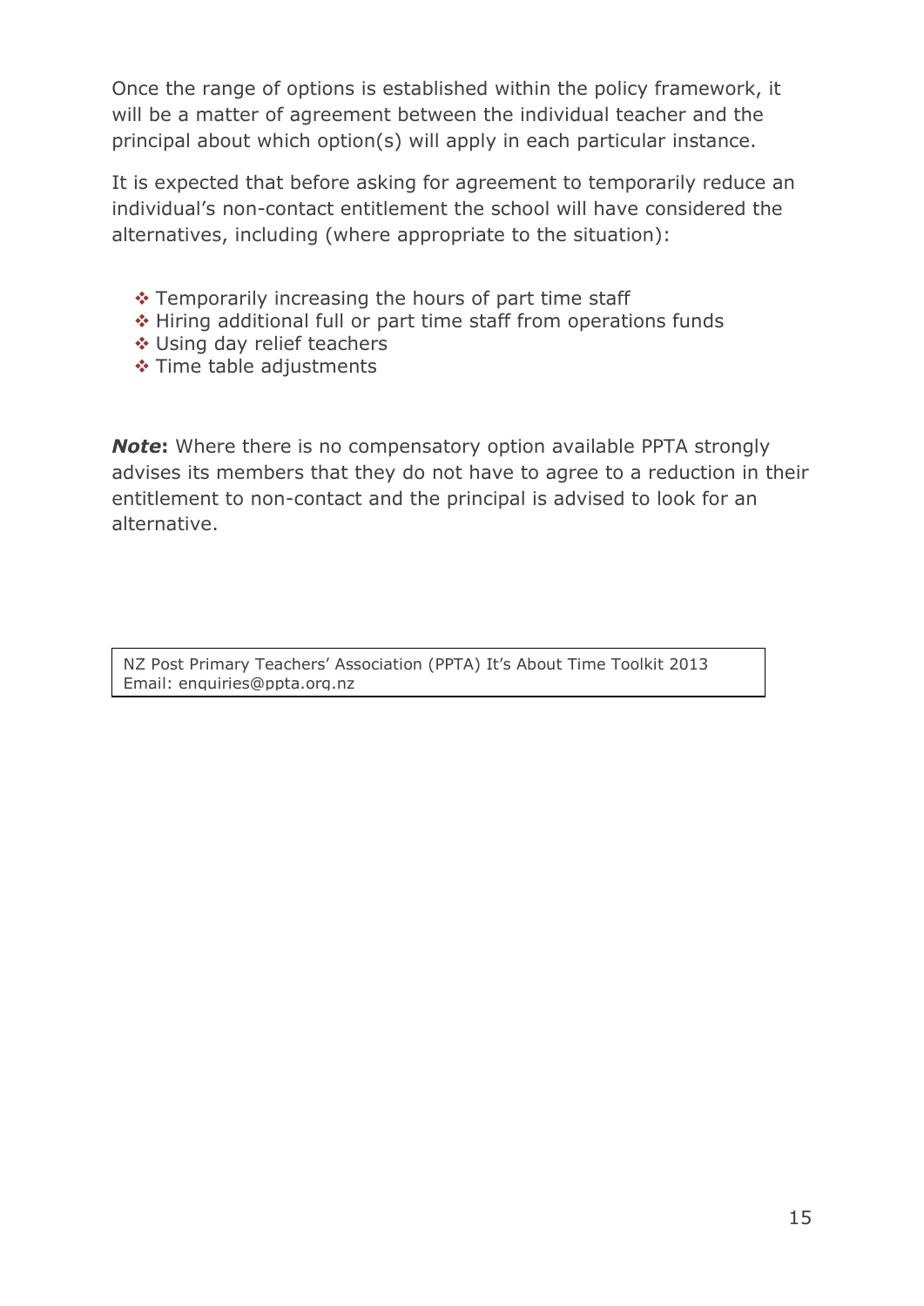Once the range of options is established within the policy framework, it will be a matter of agreement between the individual teacher and the principal about which option(s) will apply in each particular instance.

It is expected that before asking for agreement to temporarily reduce an individual's non-contact entitlement the school will have considered the alternatives, including (where appropriate to the situation):

- Temporarily increasing the hours of part time staff
- Hiring additional full or part time staff from operations funds
- Using day relief teachers
- Time table adjustments

***Note*:** Where there is no compensatory option available PPTA strongly advises its members that they do not have to agree to a reduction in their entitlement to non-contact and the principal is advised to look for an alternative.

NZ Post Primary Teachers' Association (PPTA) It's About Time Toolkit 2013
Email: enquiries@ppta.org.nz